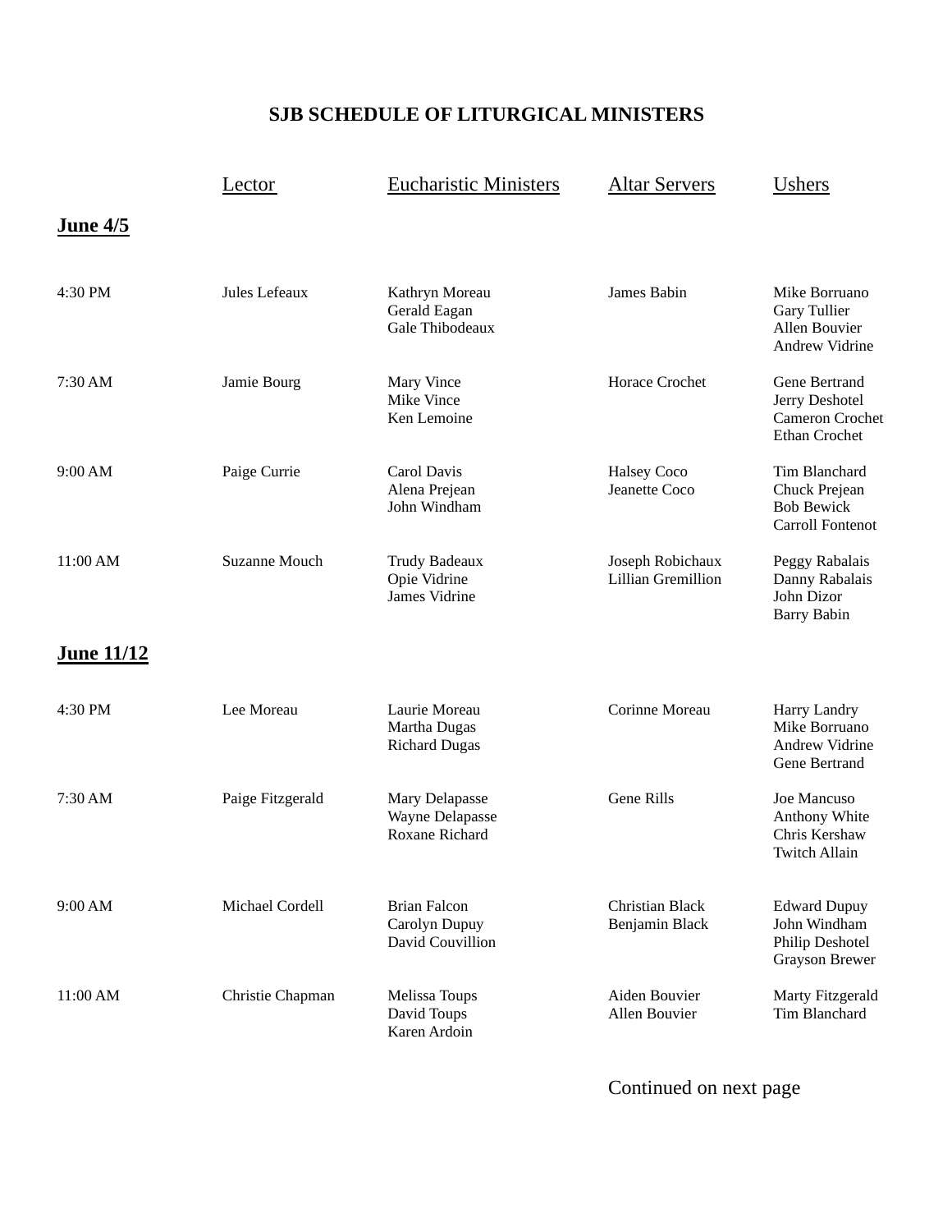# SJB SCHEDULE OF LITURGICAL MINISTERS

| | Lector | Eucharistic Ministers | Altar Servers | Ushers |
|---|---|---|---|---|
| **June 4/5** | | | | |
| 4:30 PM | Jules Lefeaux | Kathryn Moreau<br>Gerald Eagan<br>Gale Thibodeaux | James Babin | Mike Borruano<br>Gary Tullier<br>Allen Bouvier<br>Andrew Vidrine |
| 7:30 AM | Jamie Bourg | Mary Vince<br>Mike Vince<br>Ken Lemoine | Horace Crochet | Gene Bertrand<br>Jerry Deshotel<br>Cameron Crochet<br>Ethan Crochet |
| 9:00 AM | Paige Currie | Carol Davis<br>Alena Prejean<br>John Windham | Halsey Coco<br>Jeanette Coco | Tim Blanchard<br>Chuck Prejean<br>Bob Bewick<br>Carroll Fontenot |
| 11:00 AM | Suzanne Mouch | Trudy Badeaux<br>Opie Vidrine<br>James Vidrine | Joseph Robichaux<br>Lillian Gremillion | Peggy Rabalais<br>Danny Rabalais<br>John Dizor<br>Barry Babin |
| **June 11/12** | | | | |
| 4:30 PM | Lee Moreau | Laurie Moreau<br>Martha Dugas<br>Richard Dugas | Corinne Moreau | Harry Landry<br>Mike Borruano<br>Andrew Vidrine<br>Gene Bertrand |
| 7:30 AM | Paige Fitzgerald | Mary Delapasse<br>Wayne Delapasse<br>Roxane Richard | Gene Rills | Joe Mancuso<br>Anthony White<br>Chris Kershaw<br>Twitch Allain |
| 9:00 AM | Michael Cordell | Brian Falcon<br>Carolyn Dupuy<br>David Couvillion | Christian Black<br>Benjamin Black | Edward Dupuy<br>John Windham<br>Philip Deshotel<br>Grayson Brewer |
| 11:00 AM | Christie Chapman | Melissa Toups<br>David Toups<br>Karen Ardoin | Aiden Bouvier<br>Allen Bouvier | Marty Fitzgerald<br>Tim Blanchard |

Continued on next page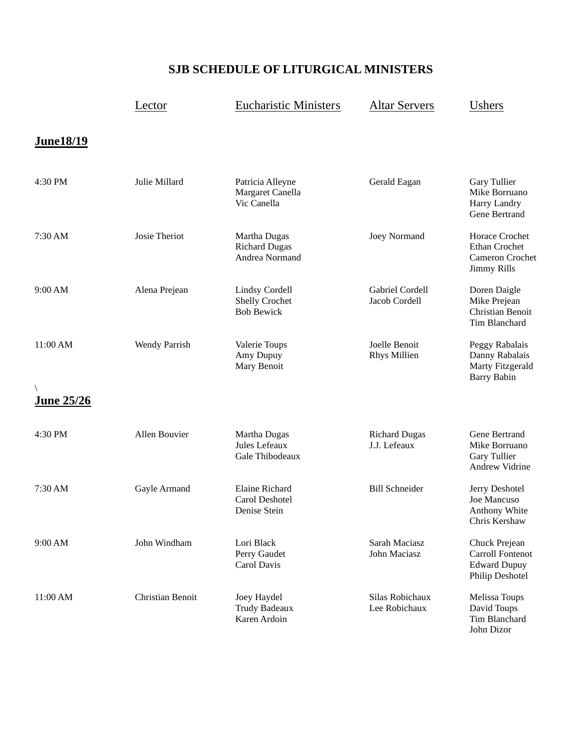# SJB SCHEDULE OF LITURGICAL MINISTERS

| | Lector | Eucharistic Ministers | Altar Servers | Ushers |
|---|---|---|---|---|
| **June18/19** | | | | |
| 4:30 PM | Julie Millard | Patricia Alleyne<br>Margaret Canella<br>Vic Canella | Gerald Eagan | Gary Tullier<br>Mike Borruano<br>Harry Landry<br>Gene Bertrand |
| 7:30 AM | Josie Theriot | Martha Dugas<br>Richard Dugas<br>Andrea Normand | Joey Normand | Horace Crochet<br>Ethan Crochet<br>Cameron Crochet<br>Jimmy Rills |
| 9:00 AM | Alena Prejean | Lindsy Cordell<br>Shelly Crochet<br>Bob Bewick | Gabriel Cordell<br>Jacob Cordell | Doren Daigle<br>Mike Prejean<br>Christian Benoit<br>Tim Blanchard |
| 11:00 AM | Wendy Parrish | Valerie Toups<br>Amy Dupuy<br>Mary Benoit | Joelle Benoit<br>Rhys Millien | Peggy Rabalais<br>Danny Rabalais<br>Marty Fitzgerald<br>Barry Babin |
| \ | | | | |
| **June 25/26** | | | | |
| 4:30 PM | Allen Bouvier | Martha Dugas<br>Jules Lefeaux<br>Gale Thibodeaux | Richard Dugas<br>J.J. Lefeaux | Gene Bertrand<br>Mike Borruano<br>Gary Tullier<br>Andrew Vidrine |
| 7:30 AM | Gayle Armand | Elaine Richard<br>Carol Deshotel<br>Denise Stein | Bill Schneider | Jerry Deshotel<br>Joe Mancuso<br>Anthony White<br>Chris Kershaw |
| 9:00 AM | John Windham | Lori Black<br>Perry Gaudet<br>Carol Davis | Sarah Maciasz<br>John Maciasz | Chuck Prejean<br>Carroll Fontenot<br>Edward Dupuy<br>Philip Deshotel |
| 11:00 AM | Christian Benoit | Joey Haydel<br>Trudy Badeaux<br>Karen Ardoin | Silas Robichaux<br>Lee Robichaux | Melissa Toups<br>David Toups<br>Tim Blanchard<br>John Dizor |